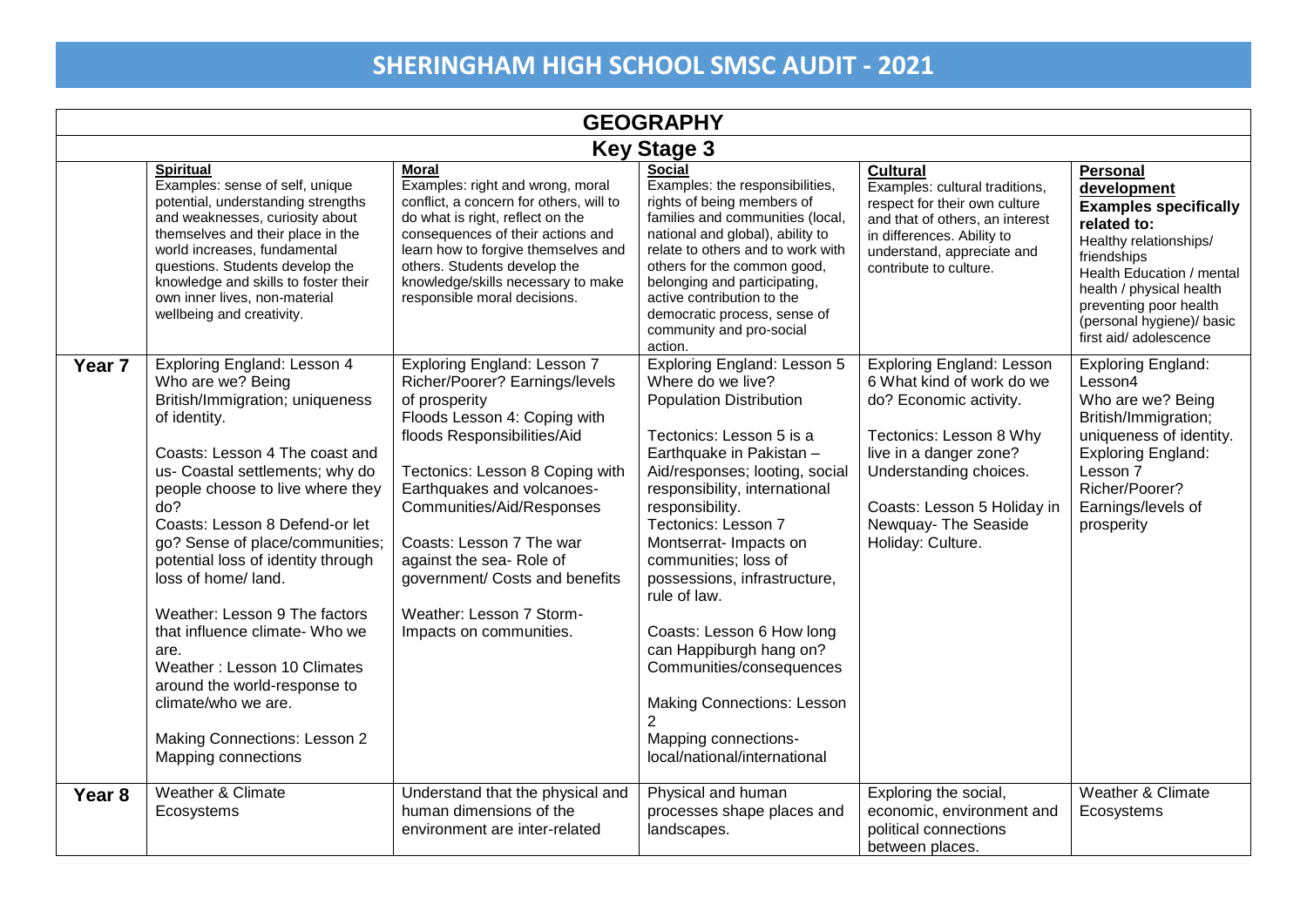# SHERINGHAM HIGH SCHOOL SMSC AUDIT - 2021

| GEOGRAPHY | | | | | |
|---|---|---|---|---|---|
| **Key Stage 3** | | | | | |
| | **Spiritual**<br>Examples: sense of self, unique potential, understanding strengths and weaknesses, curiosity about themselves and their place in the world increases, fundamental questions. Students develop the knowledge and skills to foster their own inner lives, non-material wellbeing and creativity. | **Moral**<br>Examples: right and wrong, moral conflict, a concern for others, will to do what is right, reflect on the consequences of their actions and learn how to forgive themselves and others. Students develop the knowledge/skills necessary to make responsible moral decisions. | **Social**<br>Examples: the responsibilities, rights of being members of families and communities (local, national and global), ability to relate to others and to work with others for the common good, belonging and participating, active contribution to the democratic process, sense of community and pro-social action. | **Cultural**<br>Examples: cultural traditions, respect for their own culture and that of others, an interest in differences. Ability to understand, appreciate and contribute to culture. | **Personal development**<br>**Examples specifically related to:**<br>Healthy relationships/ friendships<br>Health Education / mental health / physical health preventing poor health (personal hygiene)/ basic first aid/ adolescence |
| **Year 7** | Exploring England: Lesson 4 Who are we? Being British/Immigration; uniqueness of identity.<br><br>Coasts: Lesson 4 The coast and us- Coastal settlements; why do people choose to live where they do?<br>Coasts: Lesson 8 Defend-or let go? Sense of place/communities; potential loss of identity through loss of home/ land.<br><br>Weather: Lesson 9 The factors that influence climate- Who we are.<br>Weather : Lesson 10 Climates around the world-response to climate/who we are.<br><br>Making Connections: Lesson 2 Mapping connections | Exploring England: Lesson 7 Richer/Poorer? Earnings/levels of prosperity<br>Floods Lesson 4: Coping with floods Responsibilities/Aid<br><br>Tectonics: Lesson 8 Coping with Earthquakes and volcanoes-Communities/Aid/Responses<br><br>Coasts: Lesson 7 The war against the sea- Role of government/ Costs and benefits<br><br>Weather: Lesson 7 Storm-Impacts on communities. | Exploring England: Lesson 5 Where do we live? Population Distribution<br><br>Tectonics: Lesson 5 is a Earthquake in Pakistan – Aid/responses; looting, social responsibility, international responsibility.<br>Tectonics: Lesson 7 Montserrat- Impacts on communities; loss of possessions, infrastructure, rule of law.<br><br>Coasts: Lesson 6 How long can Happiburgh hang on? Communities/consequences<br><br>Making Connections: Lesson 2<br>Mapping connections-local/national/international | Exploring England: Lesson 6 What kind of work do we do? Economic activity.<br><br>Tectonics: Lesson 8 Why live in a danger zone? Understanding choices.<br><br>Coasts: Lesson 5 Holiday in Newquay- The Seaside Holiday: Culture. | Exploring England: Lesson4<br>Who are we? Being British/Immigration; uniqueness of identity.<br>Exploring England: Lesson 7<br>Richer/Poorer? Earnings/levels of prosperity |
| **Year 8** | Weather & Climate<br>Ecosystems | Understand that the physical and human dimensions of the environment are inter-related | Physical and human processes shape places and landscapes. | Exploring the social, economic, environment and political connections between places. | Weather & Climate<br>Ecosystems |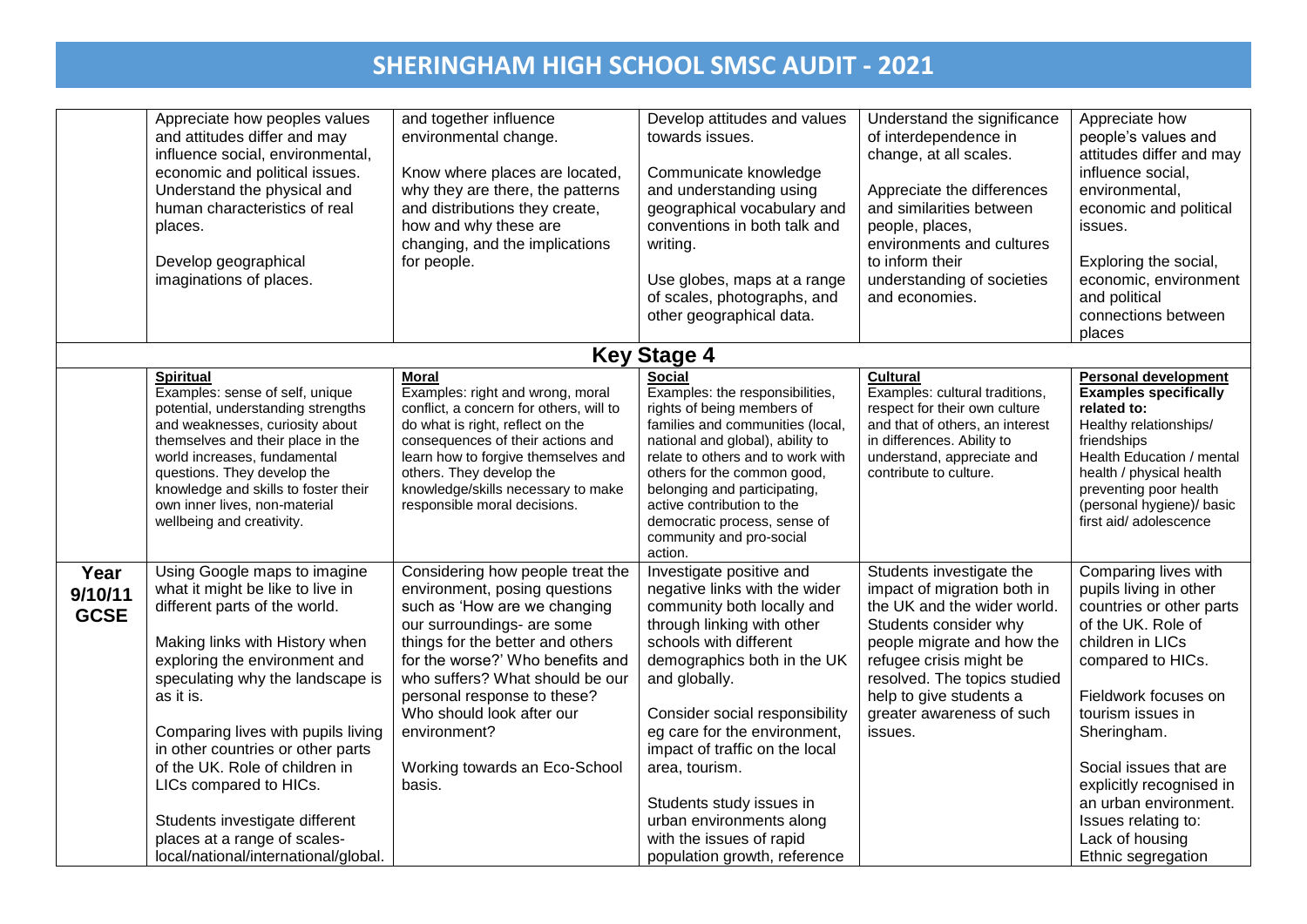# SHERINGHAM HIGH SCHOOL SMSC AUDIT - 2021

| | | | | | |
|---|---|---|---|---|---|
| | Appreciate how peoples values and attitudes differ and may influence social, environmental, economic and political issues. Understand the physical and human characteristics of real places.<br><br>Develop geographical imaginations of places. | and together influence environmental change.<br><br>Know where places are located, why they are there, the patterns and distributions they create, how and why these are changing, and the implications for people. | Develop attitudes and values towards issues.<br><br>Communicate knowledge and understanding using geographical vocabulary and conventions in both talk and writing.<br><br>Use globes, maps at a range of scales, photographs, and other geographical data. | Understand the significance of interdependence in change, at all scales.<br><br>Appreciate the differences and similarities between people, places, environments and cultures to inform their understanding of societies and economies. | Appreciate how people's values and attitudes differ and may influence social, environmental, economic and political issues.<br><br>Exploring the social, economic, environment and political connections between places |
| **Key Stage 4** | | | | | |
| | **Spiritual**<br>Examples: sense of self, unique potential, understanding strengths and weaknesses, curiosity about themselves and their place in the world increases, fundamental questions. They develop the knowledge and skills to foster their own inner lives, non-material wellbeing and creativity. | **Moral**<br>Examples: right and wrong, moral conflict, a concern for others, will to do what is right, reflect on the consequences of their actions and learn how to forgive themselves and others. They develop the knowledge/skills necessary to make responsible moral decisions. | **Social**<br>Examples: the responsibilities, rights of being members of families and communities (local, national and global), ability to relate to others and to work with others for the common good, belonging and participating, active contribution to the democratic process, sense of community and pro-social action. | **Cultural**<br>Examples: cultural traditions, respect for their own culture and that of others, an interest in differences. Ability to understand, appreciate and contribute to culture. | **Personal development**<br>**Examples specifically related to:**<br>Healthy relationships/ friendships<br>Health Education / mental health / physical health preventing poor health (personal hygiene)/ basic first aid/ adolescence |
| **Year 9/10/11 GCSE** | Using Google maps to imagine what it might be like to live in different parts of the world.<br><br>Making links with History when exploring the environment and speculating why the landscape is as it is.<br><br>Comparing lives with pupils living in other countries or other parts of the UK. Role of children in LICs compared to HICs.<br><br>Students investigate different places at a range of scales- local/national/international/global. | Considering how people treat the environment, posing questions such as 'How are we changing our surroundings- are some things for the better and others for the worse?' Who benefits and who suffers? What should be our personal response to these? Who should look after our environment?<br><br>Working towards an Eco-School basis. | Investigate positive and negative links with the wider community both locally and through linking with other schools with different demographics both in the UK and globally.<br><br>Consider social responsibility eg care for the environment, impact of traffic on the local area, tourism.<br><br>Students study issues in urban environments along with the issues of rapid population growth, reference | Students investigate the impact of migration both in the UK and the wider world. Students consider why people migrate and how the refugee crisis might be resolved. The topics studied help to give students a greater awareness of such issues. | Comparing lives with pupils living in other countries or other parts of the UK. Role of children in LICs compared to HICs.<br><br>Fieldwork focuses on tourism issues in Sheringham.<br><br>Social issues that are explicitly recognised in an urban environment. Issues relating to:<br>Lack of housing<br>Ethnic segregation |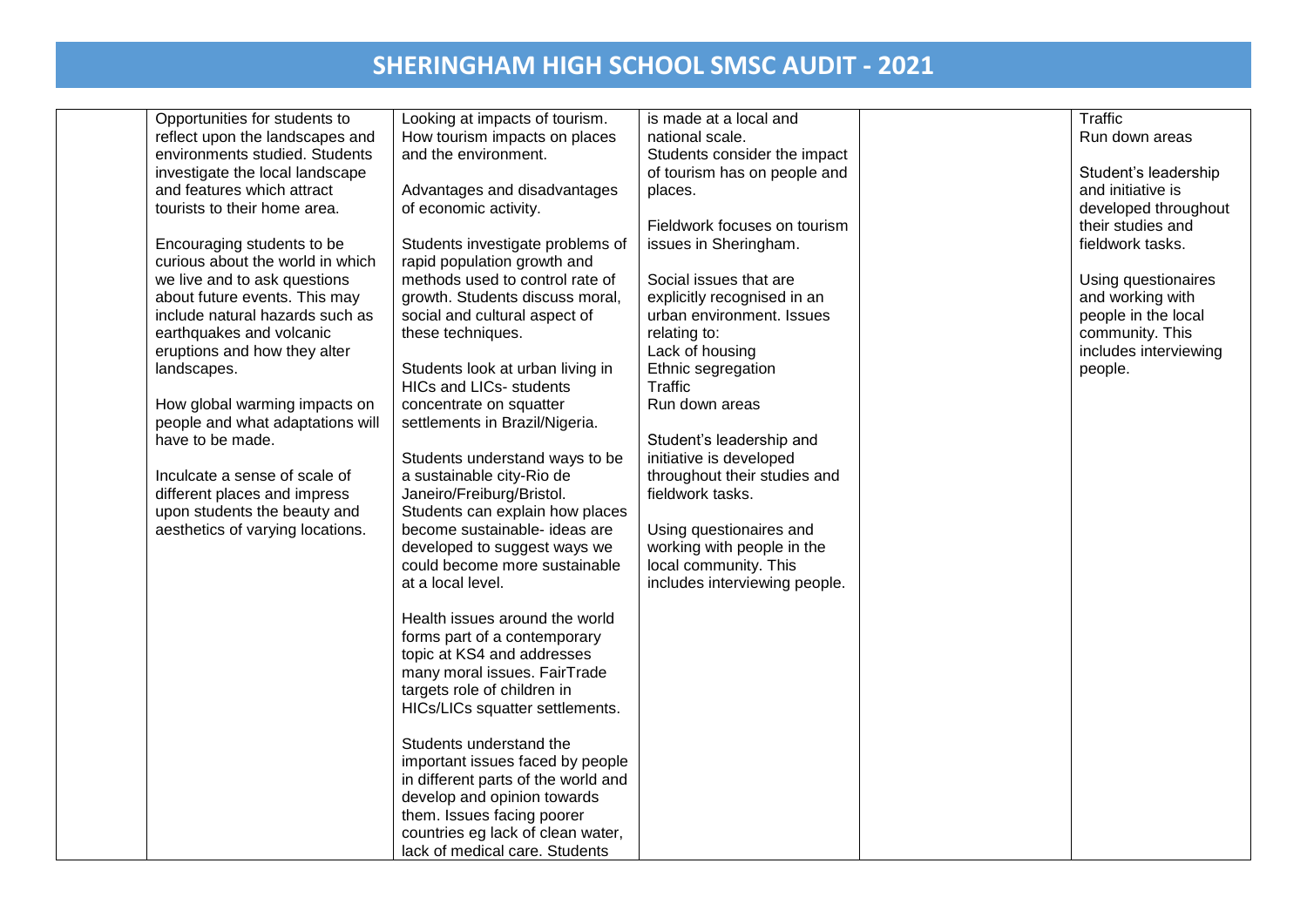# SHERINGHAM HIGH SCHOOL SMSC AUDIT - 2021

| | | | | | |
|---|---|---|---|---|---|
| | Opportunities for students to reflect upon the landscapes and environments studied. Students investigate the local landscape and features which attract tourists to their home area.<br><br>Encouraging students to be curious about the world in which we live and to ask questions about future events. This may include natural hazards such as earthquakes and volcanic eruptions and how they alter landscapes.<br><br>How global warming impacts on people and what adaptations will have to be made.<br><br>Inculcate a sense of scale of different places and impress upon students the beauty and aesthetics of varying locations. | Looking at impacts of tourism. How tourism impacts on places and the environment.<br><br>Advantages and disadvantages of economic activity.<br><br>Students investigate problems of rapid population growth and methods used to control rate of growth. Students discuss moral, social and cultural aspect of these techniques.<br><br>Students look at urban living in HICs and LICs- students concentrate on squatter settlements in Brazil/Nigeria.<br><br>Students understand ways to be a sustainable city-Rio de Janeiro/Freiburg/Bristol. Students can explain how places become sustainable- ideas are developed to suggest ways we could become more sustainable at a local level.<br><br>Health issues around the world forms part of a contemporary topic at KS4 and addresses many moral issues. FairTrade targets role of children in HICs/LICs squatter settlements.<br><br>Students understand the important issues faced by people in different parts of the world and develop and opinion towards them. Issues facing poorer countries eg lack of clean water, lack of medical care. Students | is made at a local and national scale.<br>Students consider the impact of tourism has on people and places.<br><br>Fieldwork focuses on tourism issues in Sheringham.<br><br>Social issues that are explicitly recognised in an urban environment. Issues relating to:<br>Lack of housing<br>Ethnic segregation<br>Traffic<br>Run down areas<br><br>Student's leadership and initiative is developed throughout their studies and fieldwork tasks.<br><br>Using questionaires and working with people in the local community. This includes interviewing people. | | Traffic<br>Run down areas<br><br>Student's leadership and initiative is developed throughout their studies and fieldwork tasks.<br><br>Using questionaires and working with people in the local community. This includes interviewing people. |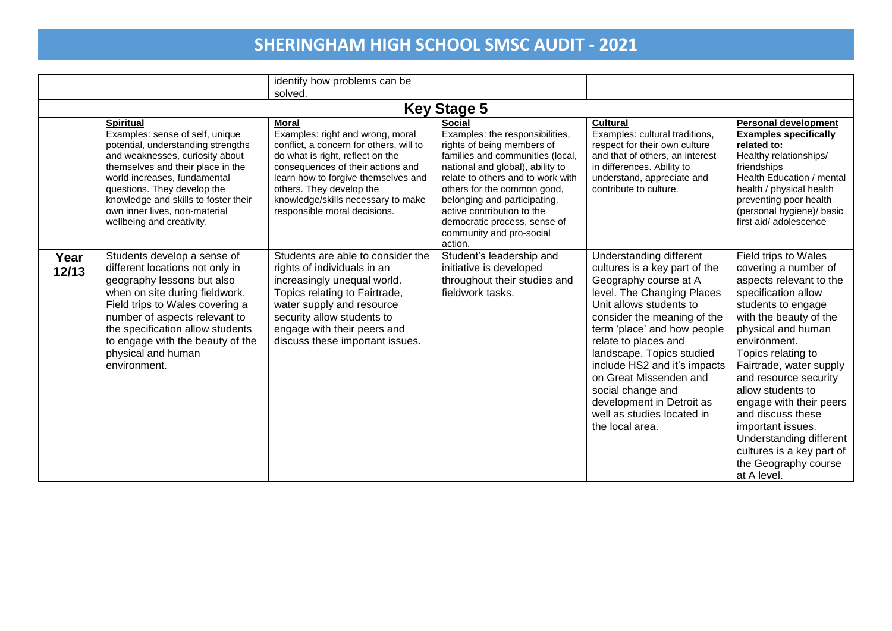# SHERINGHAM HIGH SCHOOL SMSC AUDIT - 2021

| | | | | | |
|---|---|---|---|---|---|
| | | identify how problems can be solved. | | | |
| **Key Stage 5** | | | | | |
| | **Spiritual** Examples: sense of self, unique potential, understanding strengths and weaknesses, curiosity about themselves and their place in the world increases, fundamental questions. They develop the knowledge and skills to foster their own inner lives, non-material wellbeing and creativity. | **Moral** Examples: right and wrong, moral conflict, a concern for others, will to do what is right, reflect on the consequences of their actions and learn how to forgive themselves and others. They develop the knowledge/skills necessary to make responsible moral decisions. | **Social** Examples: the responsibilities, rights of being members of families and communities (local, national and global), ability to relate to others and to work with others for the common good, belonging and participating, active contribution to the democratic process, sense of community and pro-social action. | **Cultural** Examples: cultural traditions, respect for their own culture and that of others, an interest in differences. Ability to understand, appreciate and contribute to culture. | **Personal development Examples specifically related to:** Healthy relationships/ friendships Health Education / mental health / physical health preventing poor health (personal hygiene)/ basic first aid/ adolescence |
| **Year 12/13** | Students develop a sense of different locations not only in geography lessons but also when on site during fieldwork. Field trips to Wales covering a number of aspects relevant to the specification allow students to engage with the beauty of the physical and human environment. | Students are able to consider the rights of individuals in an increasingly unequal world. Topics relating to Fairtrade, water supply and resource security allow students to engage with their peers and discuss these important issues. | Student's leadership and initiative is developed throughout their studies and fieldwork tasks. | Understanding different cultures is a key part of the Geography course at A level. The Changing Places Unit allows students to consider the meaning of the term 'place' and how people relate to places and landscape. Topics studied include HS2 and it's impacts on Great Missenden and social change and development in Detroit as well as studies located in the local area. | Field trips to Wales covering a number of aspects relevant to the specification allow students to engage with the beauty of the physical and human environment. Topics relating to Fairtrade, water supply and resource security allow students to engage with their peers and discuss these important issues. Understanding different cultures is a key part of the Geography course at A level. |